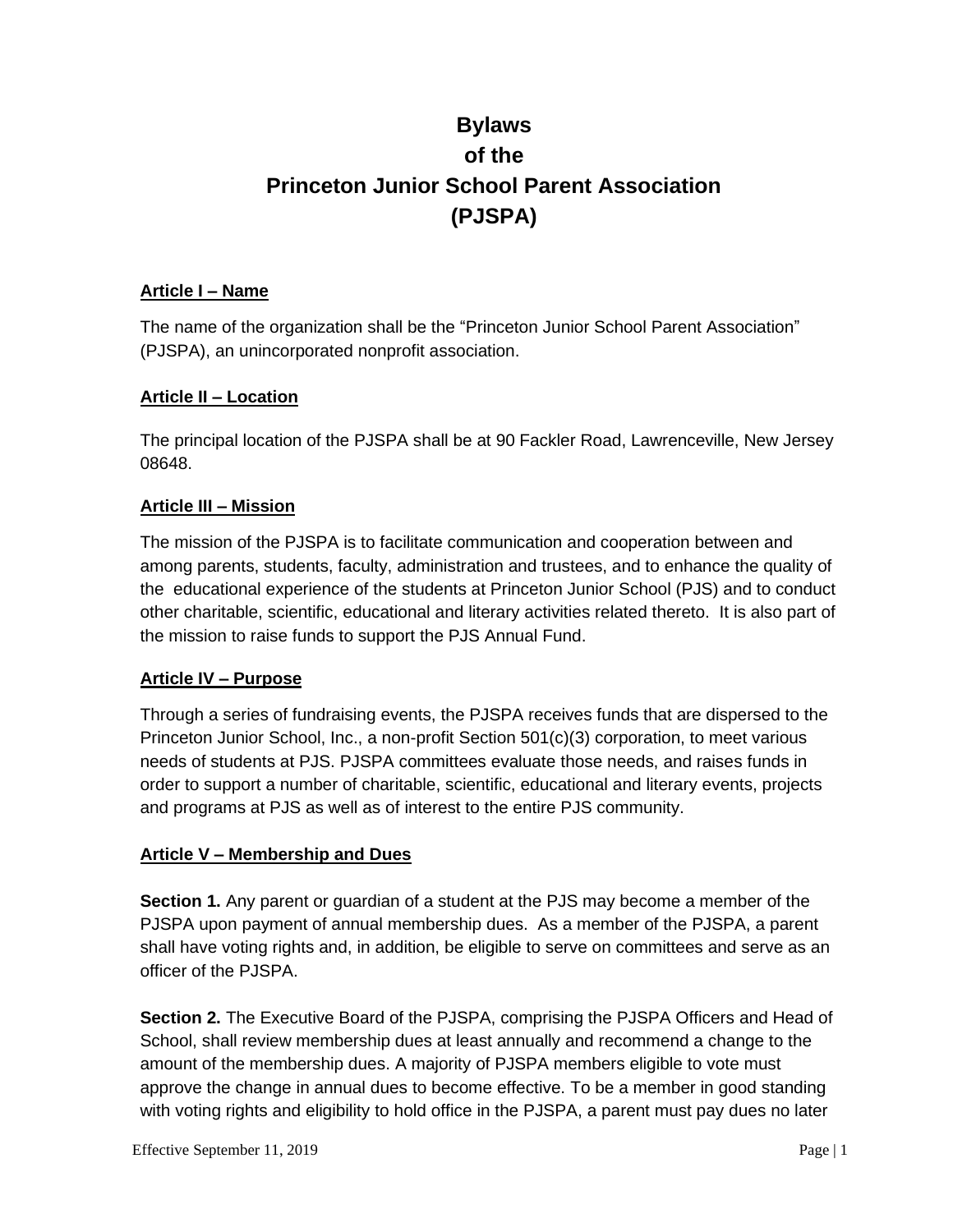# Bylaws of the Princeton Junior School Parent Association (PJSPA)

## Article I – Name

The name of the organization shall be the "Princeton Junior School Parent Association" (PJSPA), an unincorporated nonprofit association.

## Article II – Location

The principal location of the PJSPA shall be at 90 Fackler Road, Lawrenceville, New Jersey 08648.

## Article III – Mission

The mission of the PJSPA is to facilitate communication and cooperation between and among parents, students, faculty, administration and trustees, and to enhance the quality of the educational experience of the students at Princeton Junior School (PJS) and to conduct other charitable, scientific, educational and literary activities related thereto. It is also part of the mission to raise funds to support the PJS Annual Fund.

## Article IV – Purpose

Through a series of fundraising events, the PJSPA receives funds that are dispersed to the Princeton Junior School, Inc., a non-profit Section 501(c)(3) corporation, to meet various needs of students at PJS. PJSPA committees evaluate those needs, and raises funds in order to support a number of charitable, scientific, educational and literary events, projects and programs at PJS as well as of interest to the entire PJS community.

## Article V – Membership and Dues

**Section 1.** Any parent or guardian of a student at the PJS may become a member of the PJSPA upon payment of annual membership dues. As a member of the PJSPA, a parent shall have voting rights and, in addition, be eligible to serve on committees and serve as an officer of the PJSPA.

**Section 2.** The Executive Board of the PJSPA, comprising the PJSPA Officers and Head of School, shall review membership dues at least annually and recommend a change to the amount of the membership dues. A majority of PJSPA members eligible to vote must approve the change in annual dues to become effective. To be a member in good standing with voting rights and eligibility to hold office in the PJSPA, a parent must pay dues no later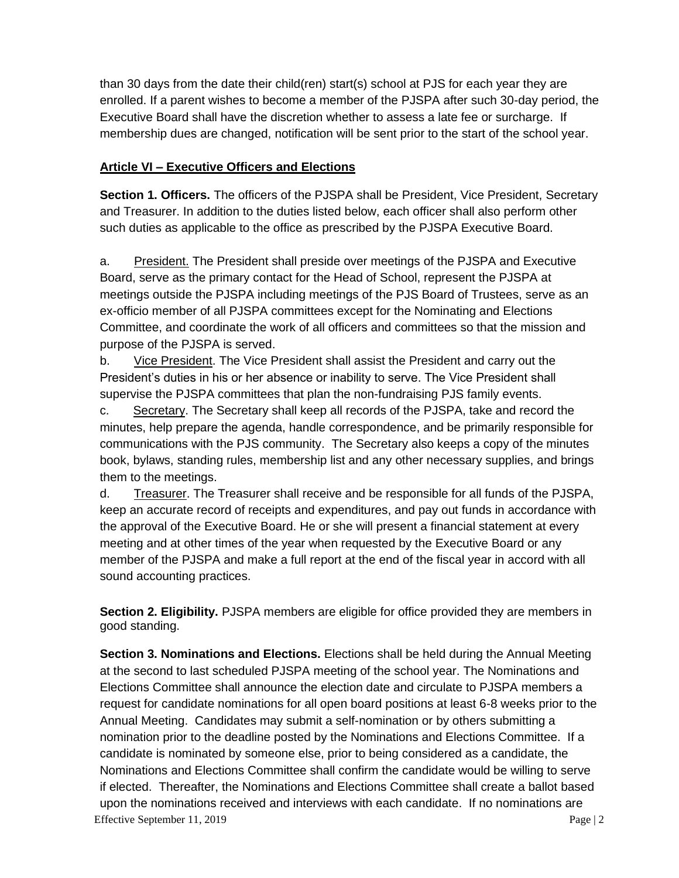than 30 days from the date their child(ren) start(s) school at PJS for each year they are enrolled. If a parent wishes to become a member of the PJSPA after such 30-day period, the Executive Board shall have the discretion whether to assess a late fee or surcharge. If membership dues are changed, notification will be sent prior to the start of the school year.

## Article VI – Executive Officers and Elections

**Section 1. Officers.** The officers of the PJSPA shall be President, Vice President, Secretary and Treasurer. In addition to the duties listed below, each officer shall also perform other such duties as applicable to the office as prescribed by the PJSPA Executive Board.

a. President. The President shall preside over meetings of the PJSPA and Executive Board, serve as the primary contact for the Head of School, represent the PJSPA at meetings outside the PJSPA including meetings of the PJS Board of Trustees, serve as an ex-officio member of all PJSPA committees except for the Nominating and Elections Committee, and coordinate the work of all officers and committees so that the mission and purpose of the PJSPA is served.

b. Vice President. The Vice President shall assist the President and carry out the President's duties in his or her absence or inability to serve. The Vice President shall supervise the PJSPA committees that plan the non-fundraising PJS family events.

c. Secretary. The Secretary shall keep all records of the PJSPA, take and record the minutes, help prepare the agenda, handle correspondence, and be primarily responsible for communications with the PJS community. The Secretary also keeps a copy of the minutes book, bylaws, standing rules, membership list and any other necessary supplies, and brings them to the meetings.

d. Treasurer. The Treasurer shall receive and be responsible for all funds of the PJSPA, keep an accurate record of receipts and expenditures, and pay out funds in accordance with the approval of the Executive Board. He or she will present a financial statement at every meeting and at other times of the year when requested by the Executive Board or any member of the PJSPA and make a full report at the end of the fiscal year in accord with all sound accounting practices.

**Section 2. Eligibility.** PJSPA members are eligible for office provided they are members in good standing.

**Section 3. Nominations and Elections.** Elections shall be held during the Annual Meeting at the second to last scheduled PJSPA meeting of the school year. The Nominations and Elections Committee shall announce the election date and circulate to PJSPA members a request for candidate nominations for all open board positions at least 6-8 weeks prior to the Annual Meeting. Candidates may submit a self-nomination or by others submitting a nomination prior to the deadline posted by the Nominations and Elections Committee. If a candidate is nominated by someone else, prior to being considered as a candidate, the Nominations and Elections Committee shall confirm the candidate would be willing to serve if elected. Thereafter, the Nominations and Elections Committee shall create a ballot based upon the nominations received and interviews with each candidate. If no nominations are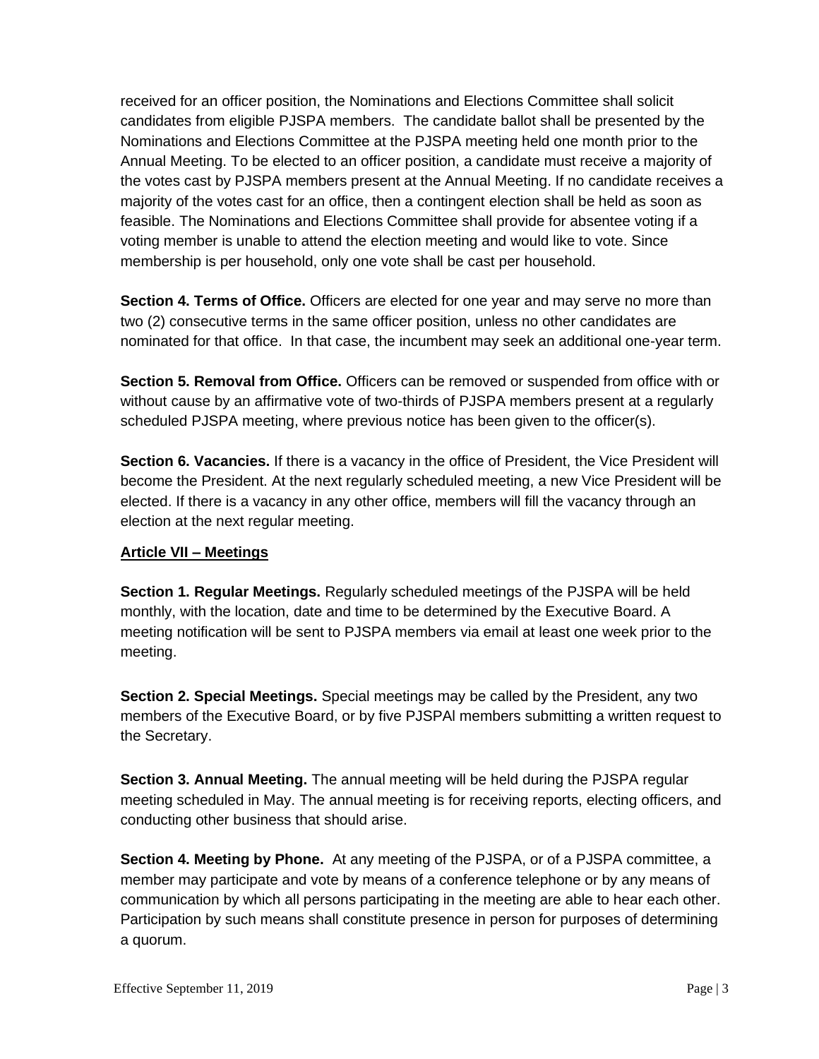received for an officer position, the Nominations and Elections Committee shall solicit candidates from eligible PJSPA members. The candidate ballot shall be presented by the Nominations and Elections Committee at the PJSPA meeting held one month prior to the Annual Meeting. To be elected to an officer position, a candidate must receive a majority of the votes cast by PJSPA members present at the Annual Meeting. If no candidate receives a majority of the votes cast for an office, then a contingent election shall be held as soon as feasible. The Nominations and Elections Committee shall provide for absentee voting if a voting member is unable to attend the election meeting and would like to vote. Since membership is per household, only one vote shall be cast per household.

**Section 4. Terms of Office.** Officers are elected for one year and may serve no more than two (2) consecutive terms in the same officer position, unless no other candidates are nominated for that office. In that case, the incumbent may seek an additional one-year term.

**Section 5. Removal from Office.** Officers can be removed or suspended from office with or without cause by an affirmative vote of two-thirds of PJSPA members present at a regularly scheduled PJSPA meeting, where previous notice has been given to the officer(s).

**Section 6. Vacancies.** If there is a vacancy in the office of President, the Vice President will become the President. At the next regularly scheduled meeting, a new Vice President will be elected. If there is a vacancy in any other office, members will fill the vacancy through an election at the next regular meeting.

**<u>Article VII – Meetings</u>**

**Section 1. Regular Meetings.** Regularly scheduled meetings of the PJSPA will be held monthly, with the location, date and time to be determined by the Executive Board. A meeting notification will be sent to PJSPA members via email at least one week prior to the meeting.

**Section 2. Special Meetings.** Special meetings may be called by the President, any two members of the Executive Board, or by five PJSPAl members submitting a written request to the Secretary.

**Section 3. Annual Meeting.** The annual meeting will be held during the PJSPA regular meeting scheduled in May. The annual meeting is for receiving reports, electing officers, and conducting other business that should arise.

**Section 4. Meeting by Phone.** At any meeting of the PJSPA, or of a PJSPA committee, a member may participate and vote by means of a conference telephone or by any means of communication by which all persons participating in the meeting are able to hear each other. Participation by such means shall constitute presence in person for purposes of determining a quorum.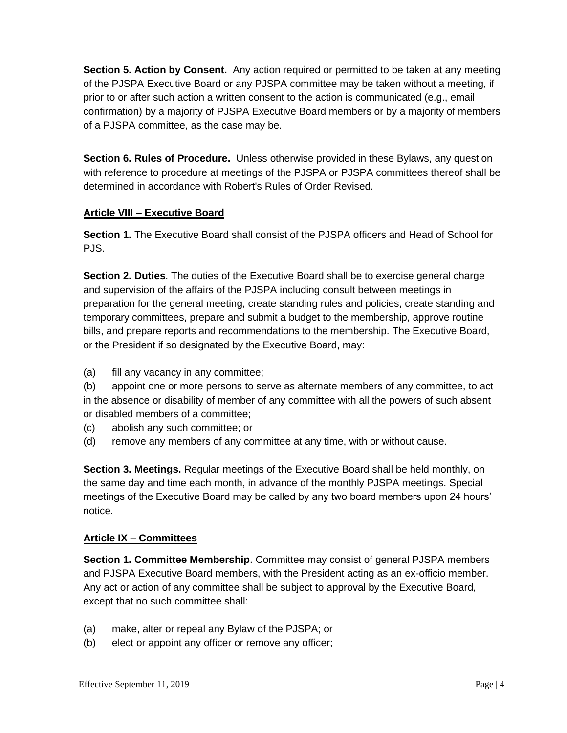**Section 5. Action by Consent.** Any action required or permitted to be taken at any meeting of the PJSPA Executive Board or any PJSPA committee may be taken without a meeting, if prior to or after such action a written consent to the action is communicated (e.g., email confirmation) by a majority of PJSPA Executive Board members or by a majority of members of a PJSPA committee, as the case may be.

**Section 6. Rules of Procedure.** Unless otherwise provided in these Bylaws, any question with reference to procedure at meetings of the PJSPA or PJSPA committees thereof shall be determined in accordance with Robert's Rules of Order Revised.

## Article VIII – Executive Board

**Section 1.** The Executive Board shall consist of the PJSPA officers and Head of School for PJS.

**Section 2. Duties**. The duties of the Executive Board shall be to exercise general charge and supervision of the affairs of the PJSPA including consult between meetings in preparation for the general meeting, create standing rules and policies, create standing and temporary committees, prepare and submit a budget to the membership, approve routine bills, and prepare reports and recommendations to the membership. The Executive Board, or the President if so designated by the Executive Board, may:

(a) fill any vacancy in any committee;

(b) appoint one or more persons to serve as alternate members of any committee, to act in the absence or disability of member of any committee with all the powers of such absent or disabled members of a committee;

(c) abolish any such committee; or

(d) remove any members of any committee at any time, with or without cause.

**Section 3. Meetings.** Regular meetings of the Executive Board shall be held monthly, on the same day and time each month, in advance of the monthly PJSPA meetings. Special meetings of the Executive Board may be called by any two board members upon 24 hours' notice.

## Article IX – Committees

**Section 1. Committee Membership**. Committee may consist of general PJSPA members and PJSPA Executive Board members, with the President acting as an ex-officio member. Any act or action of any committee shall be subject to approval by the Executive Board, except that no such committee shall:

(a) make, alter or repeal any Bylaw of the PJSPA; or

(b) elect or appoint any officer or remove any officer;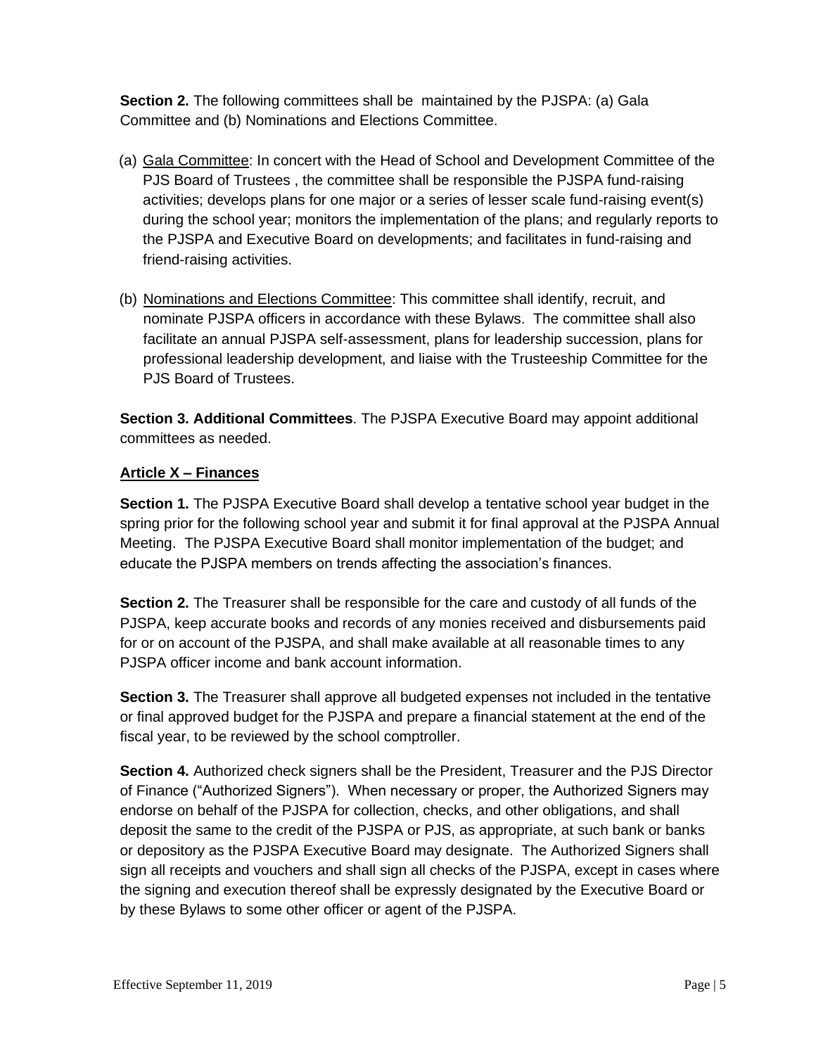**Section 2.** The following committees shall be maintained by the PJSPA: (a) Gala Committee and (b) Nominations and Elections Committee.

(a) Gala Committee: In concert with the Head of School and Development Committee of the PJS Board of Trustees , the committee shall be responsible the PJSPA fund-raising activities; develops plans for one major or a series of lesser scale fund-raising event(s) during the school year; monitors the implementation of the plans; and regularly reports to the PJSPA and Executive Board on developments; and facilitates in fund-raising and friend-raising activities.

(b) Nominations and Elections Committee: This committee shall identify, recruit, and nominate PJSPA officers in accordance with these Bylaws. The committee shall also facilitate an annual PJSPA self-assessment, plans for leadership succession, plans for professional leadership development, and liaise with the Trusteeship Committee for the PJS Board of Trustees.

**Section 3. Additional Committees**. The PJSPA Executive Board may appoint additional committees as needed.

## Article X – Finances

**Section 1.** The PJSPA Executive Board shall develop a tentative school year budget in the spring prior for the following school year and submit it for final approval at the PJSPA Annual Meeting. The PJSPA Executive Board shall monitor implementation of the budget; and educate the PJSPA members on trends affecting the association's finances.

**Section 2.** The Treasurer shall be responsible for the care and custody of all funds of the PJSPA, keep accurate books and records of any monies received and disbursements paid for or on account of the PJSPA, and shall make available at all reasonable times to any PJSPA officer income and bank account information.

**Section 3.** The Treasurer shall approve all budgeted expenses not included in the tentative or final approved budget for the PJSPA and prepare a financial statement at the end of the fiscal year, to be reviewed by the school comptroller.

**Section 4.** Authorized check signers shall be the President, Treasurer and the PJS Director of Finance ("Authorized Signers"). When necessary or proper, the Authorized Signers may endorse on behalf of the PJSPA for collection, checks, and other obligations, and shall deposit the same to the credit of the PJSPA or PJS, as appropriate, at such bank or banks or depository as the PJSPA Executive Board may designate. The Authorized Signers shall sign all receipts and vouchers and shall sign all checks of the PJSPA, except in cases where the signing and execution thereof shall be expressly designated by the Executive Board or by these Bylaws to some other officer or agent of the PJSPA.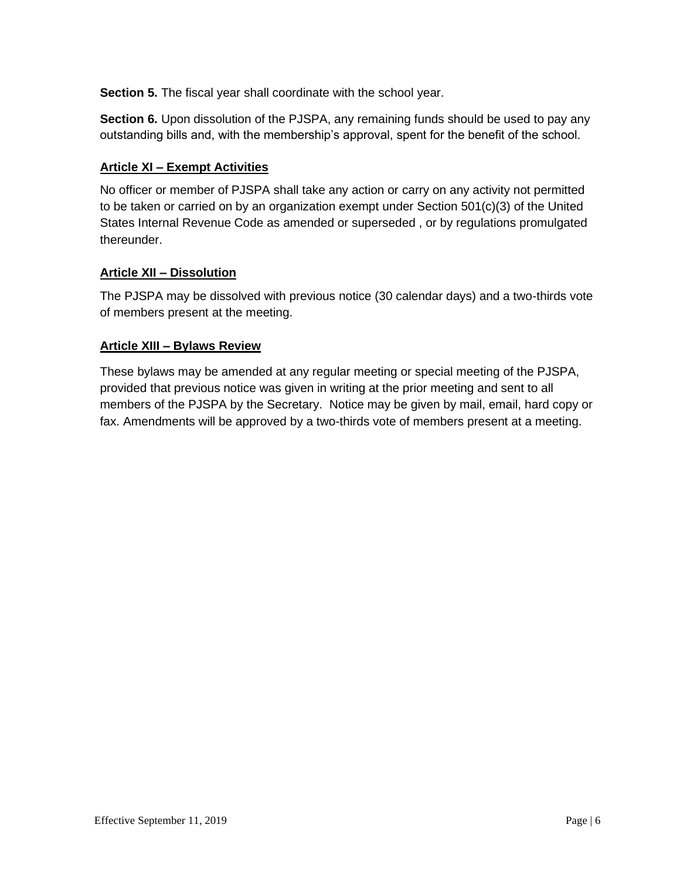**Section 5.** The fiscal year shall coordinate with the school year.

**Section 6.** Upon dissolution of the PJSPA, any remaining funds should be used to pay any outstanding bills and, with the membership's approval, spent for the benefit of the school.

## Article XI – Exempt Activities

No officer or member of PJSPA shall take any action or carry on any activity not permitted to be taken or carried on by an organization exempt under Section 501(c)(3) of the United States Internal Revenue Code as amended or superseded , or by regulations promulgated thereunder.

## Article XII – Dissolution

The PJSPA may be dissolved with previous notice (30 calendar days) and a two-thirds vote of members present at the meeting.

## Article XIII – Bylaws Review

These bylaws may be amended at any regular meeting or special meeting of the PJSPA, provided that previous notice was given in writing at the prior meeting and sent to all members of the PJSPA by the Secretary. Notice may be given by mail, email, hard copy or fax. Amendments will be approved by a two-thirds vote of members present at a meeting.